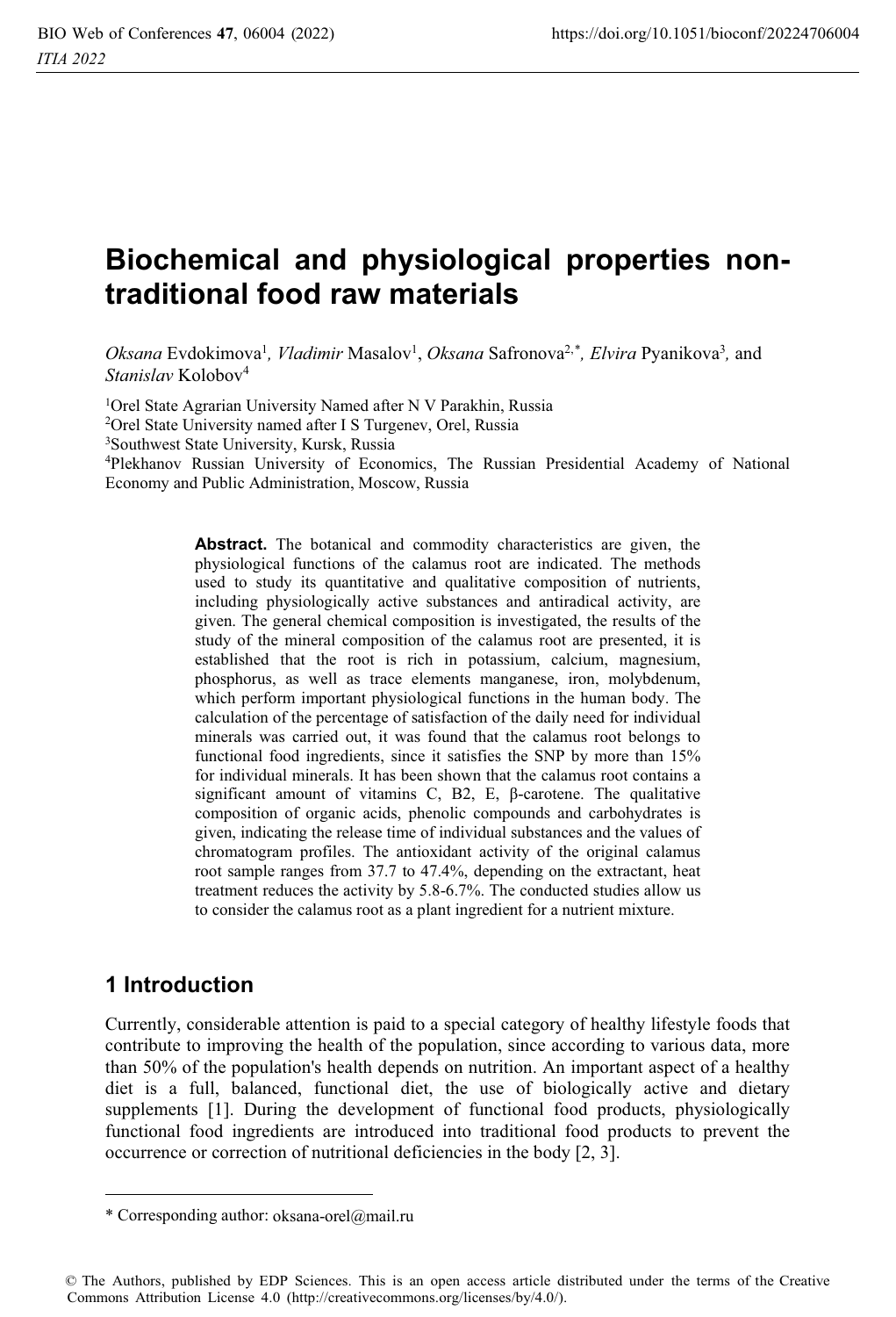# Biochemical and physiological properties non-traditional food raw materials

*Oksana* Evdokimova[1], *Vladimir* Masalov[1], *Oksana* Safronova[2,*], *Elvira* Pyanikova[3], and *Stanislav* Kolobov[4]

[1]Orel State Agrarian University Named after N V Parakhin, Russia
[2]Orel State University named after I S Turgenev, Orel, Russia
[3]Southwest State University, Kursk, Russia
[4]Plekhanov Russian University of Economics, The Russian Presidential Academy of National Economy and Public Administration, Moscow, Russia

**Abstract.** The botanical and commodity characteristics are given, the physiological functions of the calamus root are indicated. The methods used to study its quantitative and qualitative composition of nutrients, including physiologically active substances and antiradical activity, are given. The general chemical composition is investigated, the results of the study of the mineral composition of the calamus root are presented, it is established that the root is rich in potassium, calcium, magnesium, phosphorus, as well as trace elements manganese, iron, molybdenum, which perform important physiological functions in the human body. The calculation of the percentage of satisfaction of the daily need for individual minerals was carried out, it was found that the calamus root belongs to functional food ingredients, since it satisfies the SNP by more than 15% for individual minerals. It has been shown that the calamus root contains a significant amount of vitamins C, B2, E, β-carotene. The qualitative composition of organic acids, phenolic compounds and carbohydrates is given, indicating the release time of individual substances and the values of chromatogram profiles. The antioxidant activity of the original calamus root sample ranges from 37.7 to 47.4%, depending on the extractant, heat treatment reduces the activity by 5.8-6.7%. The conducted studies allow us to consider the calamus root as a plant ingredient for a nutrient mixture.

## 1 Introduction

Currently, considerable attention is paid to a special category of healthy lifestyle foods that contribute to improving the health of the population, since according to various data, more than 50% of the population's health depends on nutrition. An important aspect of a healthy diet is a full, balanced, functional diet, the use of biologically active and dietary supplements [1]. During the development of functional food products, physiologically functional food ingredients are introduced into traditional food products to prevent the occurrence or correction of nutritional deficiencies in the body [2, 3].

* Corresponding author: oksana-orel@mail.ru

© The Authors, published by EDP Sciences. This is an open access article distributed under the terms of the Creative Commons Attribution License 4.0 (http://creativecommons.org/licenses/by/4.0/).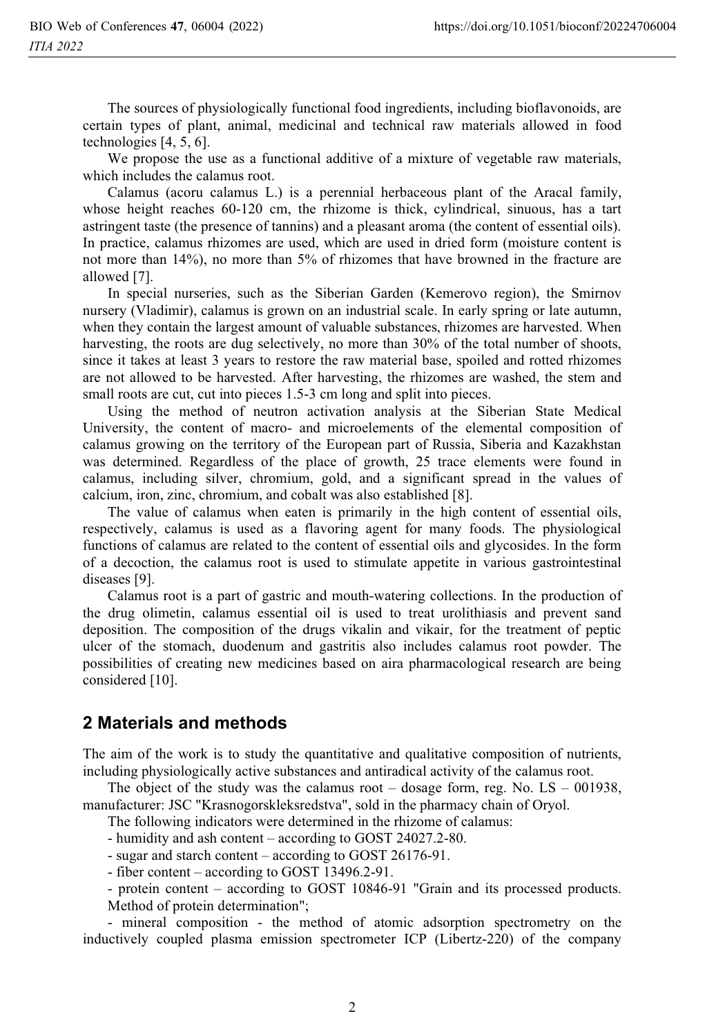The sources of physiologically functional food ingredients, including bioflavonoids, are certain types of plant, animal, medicinal and technical raw materials allowed in food technologies [4, 5, 6].

We propose the use as a functional additive of a mixture of vegetable raw materials, which includes the calamus root.

Calamus (acoru calamus L.) is a perennial herbaceous plant of the Aracal family, whose height reaches 60-120 cm, the rhizome is thick, cylindrical, sinuous, has a tart astringent taste (the presence of tannins) and a pleasant aroma (the content of essential oils). In practice, calamus rhizomes are used, which are used in dried form (moisture content is not more than 14%), no more than 5% of rhizomes that have browned in the fracture are allowed [7].

In special nurseries, such as the Siberian Garden (Kemerovo region), the Smirnov nursery (Vladimir), calamus is grown on an industrial scale. In early spring or late autumn, when they contain the largest amount of valuable substances, rhizomes are harvested. When harvesting, the roots are dug selectively, no more than 30% of the total number of shoots, since it takes at least 3 years to restore the raw material base, spoiled and rotted rhizomes are not allowed to be harvested. After harvesting, the rhizomes are washed, the stem and small roots are cut, cut into pieces 1.5-3 cm long and split into pieces.

Using the method of neutron activation analysis at the Siberian State Medical University, the content of macro- and microelements of the elemental composition of calamus growing on the territory of the European part of Russia, Siberia and Kazakhstan was determined. Regardless of the place of growth, 25 trace elements were found in calamus, including silver, chromium, gold, and a significant spread in the values of calcium, iron, zinc, chromium, and cobalt was also established [8].

The value of calamus when eaten is primarily in the high content of essential oils, respectively, calamus is used as a flavoring agent for many foods. The physiological functions of calamus are related to the content of essential oils and glycosides. In the form of a decoction, the calamus root is used to stimulate appetite in various gastrointestinal diseases [9].

Calamus root is a part of gastric and mouth-watering collections. In the production of the drug olimetin, calamus essential oil is used to treat urolithiasis and prevent sand deposition. The composition of the drugs vikalin and vikair, for the treatment of peptic ulcer of the stomach, duodenum and gastritis also includes calamus root powder. The possibilities of creating new medicines based on aira pharmacological research are being considered [10].

## 2 Materials and methods

The aim of the work is to study the quantitative and qualitative composition of nutrients, including physiologically active substances and antiradical activity of the calamus root.

The object of the study was the calamus root – dosage form, reg. No. LS – 001938, manufacturer: JSC "Krasnogorskleksredstva", sold in the pharmacy chain of Oryol.

The following indicators were determined in the rhizome of calamus:

- humidity and ash content – according to GOST 24027.2-80.
- sugar and starch content – according to GOST 26176-91.
- fiber content – according to GOST 13496.2-91.
- protein content – according to GOST 10846-91 "Grain and its processed products. Method of protein determination";
- mineral composition - the method of atomic adsorption spectrometry on the inductively coupled plasma emission spectrometer ICP (Libertz-220) of the company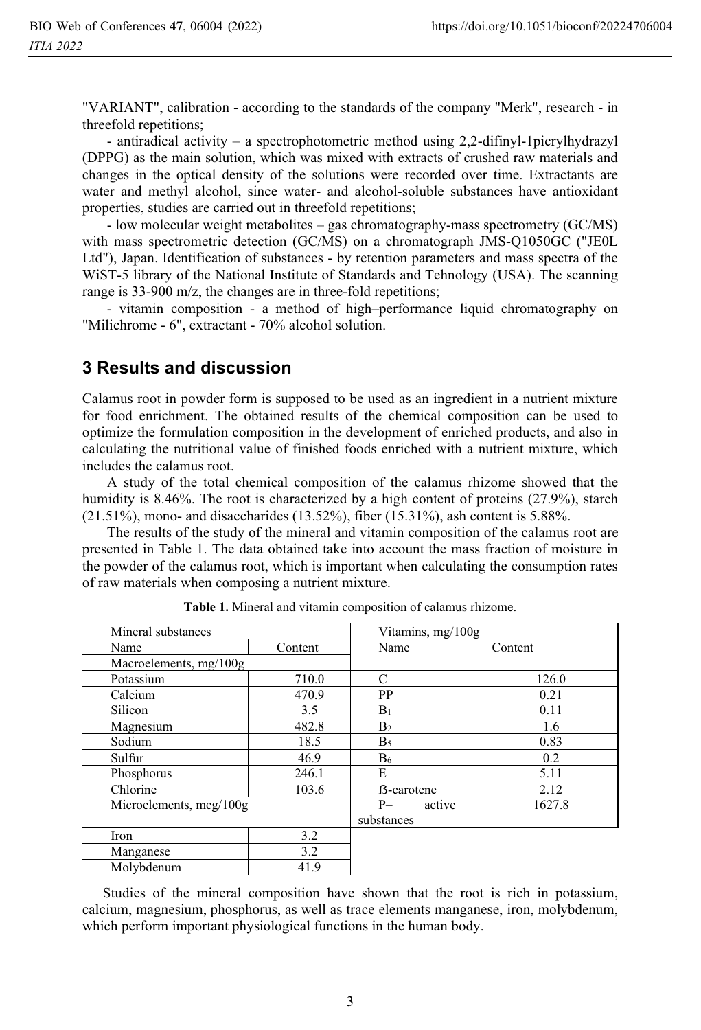"VARIANT", calibration - according to the standards of the company "Merk", research - in threefold repetitions;

- antiradical activity – a spectrophotometric method using 2,2-difinyl-1picrylhydrazyl (DPPG) as the main solution, which was mixed with extracts of crushed raw materials and changes in the optical density of the solutions were recorded over time. Extractants are water and methyl alcohol, since water- and alcohol-soluble substances have antioxidant properties, studies are carried out in threefold repetitions;

- low molecular weight metabolites – gas chromatography-mass spectrometry (GC/MS) with mass spectrometric detection (GC/MS) on a chromatograph JMS-Q1050GC ("JE0L Ltd"), Japan. Identification of substances - by retention parameters and mass spectra of the WiST-5 library of the National Institute of Standards and Tehnology (USA). The scanning range is 33-900 m/z, the changes are in three-fold repetitions;

- vitamin composition - a method of high–performance liquid chromatography on "Milichrome - 6", extractant - 70% alcohol solution.

## 3 Results and discussion

Calamus root in powder form is supposed to be used as an ingredient in a nutrient mixture for food enrichment. The obtained results of the chemical composition can be used to optimize the formulation composition in the development of enriched products, and also in calculating the nutritional value of finished foods enriched with a nutrient mixture, which includes the calamus root.

A study of the total chemical composition of the calamus rhizome showed that the humidity is 8.46%. The root is characterized by a high content of proteins (27.9%), starch (21.51%), mono- and disaccharides (13.52%), fiber (15.31%), ash content is 5.88%.

The results of the study of the mineral and vitamin composition of the calamus root are presented in Table 1. The data obtained take into account the mass fraction of moisture in the powder of the calamus root, which is important when calculating the consumption rates of raw materials when composing a nutrient mixture.

**Table 1.** Mineral and vitamin composition of calamus rhizome.

| Mineral substances | | Vitamins, mg/100g | |
|---|---|---|---|
| Name | Content | Name | Content |
| Macroelements, mg/100g | | | |
| Potassium | 710.0 | C | 126.0 |
| Calcium | 470.9 | PP | 0.21 |
| Silicon | 3.5 | $B_1$ | 0.11 |
| Magnesium | 482.8 | $B_2$ | 1.6 |
| Sodium | 18.5 | $B_5$ | 0.83 |
| Sulfur | 46.9 | $B_6$ | 0.2 |
| Phosphorus | 246.1 | E | 5.11 |
| Chlorine | 103.6 | ß-carotene | 2.12 |
| Microelements, mcg/100g | | P– active substances | 1627.8 |
| Iron | 3.2 | | |
| Manganese | 3.2 | | |
| Molybdenum | 41.9 | | |

Studies of the mineral composition have shown that the root is rich in potassium, calcium, magnesium, phosphorus, as well as trace elements manganese, iron, molybdenum, which perform important physiological functions in the human body.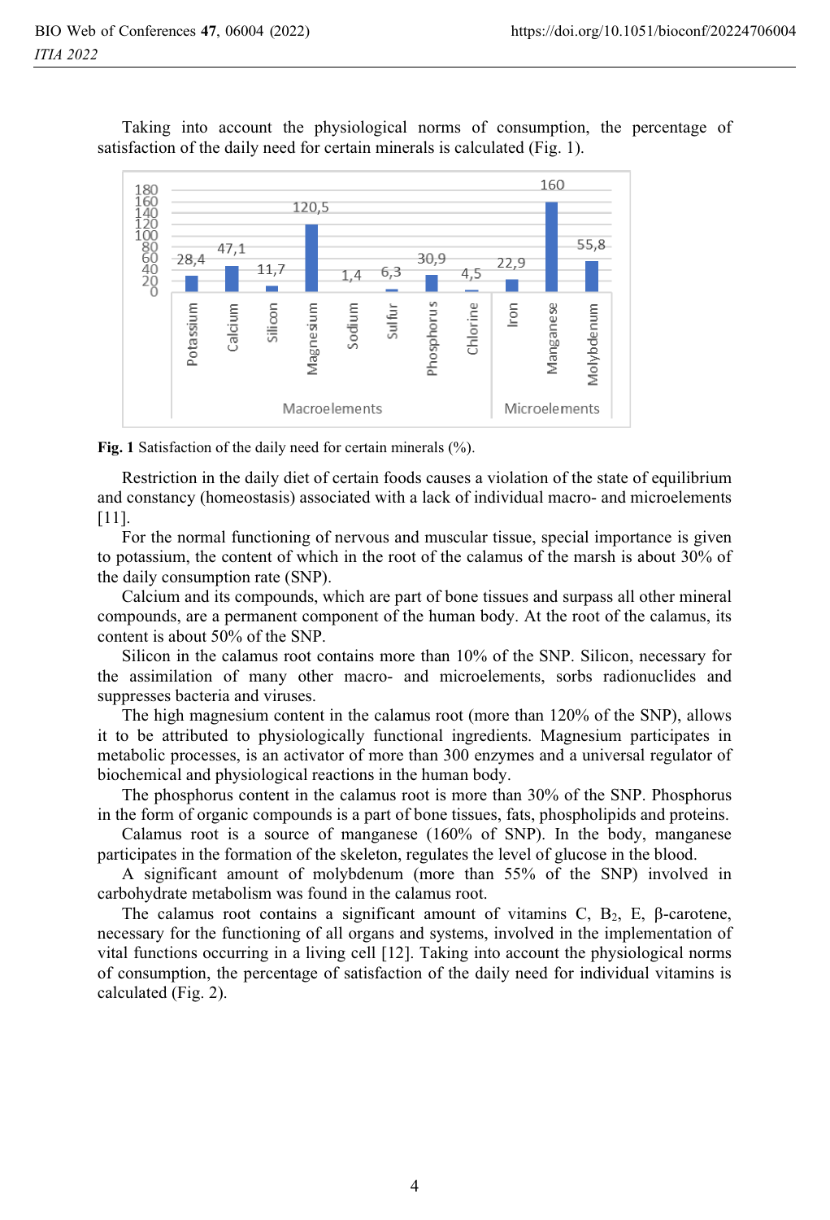Taking into account the physiological norms of consumption, the percentage of satisfaction of the daily need for certain minerals is calculated (Fig. 1).

**Fig. 1** Satisfaction of the daily need for certain minerals (%).

Restriction in the daily diet of certain foods causes a violation of the state of equilibrium and constancy (homeostasis) associated with a lack of individual macro- and microelements [11].

For the normal functioning of nervous and muscular tissue, special importance is given to potassium, the content of which in the root of the calamus of the marsh is about 30% of the daily consumption rate (SNP).

Calcium and its compounds, which are part of bone tissues and surpass all other mineral compounds, are a permanent component of the human body. At the root of the calamus, its content is about 50% of the SNP.

Silicon in the calamus root contains more than 10% of the SNP. Silicon, necessary for the assimilation of many other macro- and microelements, sorbs radionuclides and suppresses bacteria and viruses.

The high magnesium content in the calamus root (more than 120% of the SNP), allows it to be attributed to physiologically functional ingredients. Magnesium participates in metabolic processes, is an activator of more than 300 enzymes and a universal regulator of biochemical and physiological reactions in the human body.

The phosphorus content in the calamus root is more than 30% of the SNP. Phosphorus in the form of organic compounds is a part of bone tissues, fats, phospholipids and proteins.

Calamus root is a source of manganese (160% of SNP). In the body, manganese participates in the formation of the skeleton, regulates the level of glucose in the blood.

A significant amount of molybdenum (more than 55% of the SNP) involved in carbohydrate metabolism was found in the calamus root.

The calamus root contains a significant amount of vitamins C, $B_2$, E, β-carotene, necessary for the functioning of all organs and systems, involved in the implementation of vital functions occurring in a living cell [12]. Taking into account the physiological norms of consumption, the percentage of satisfaction of the daily need for individual vitamins is calculated (Fig. 2).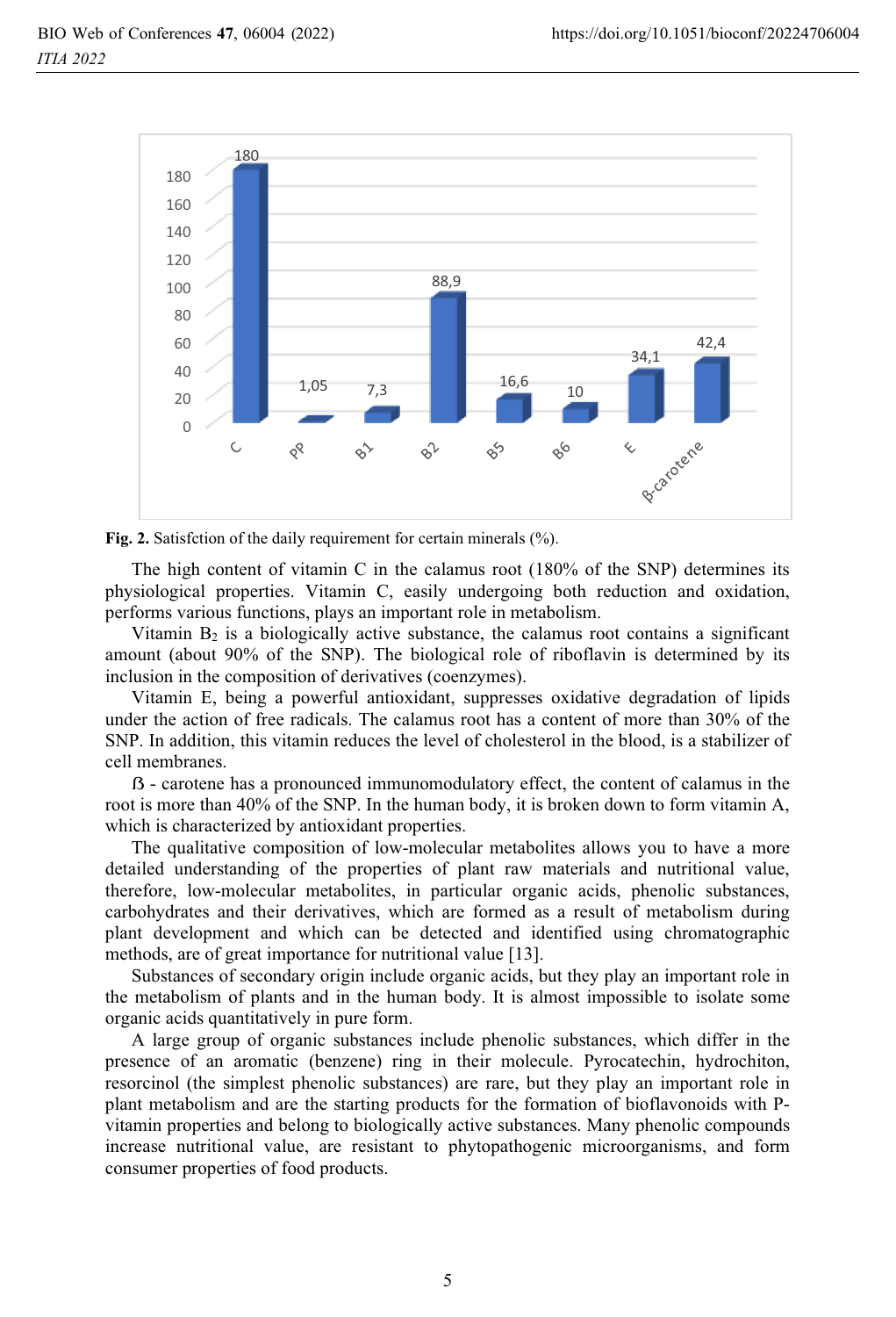**Fig. 2.** Satisfction of the daily requirement for certain minerals (%).

The high content of vitamin C in the calamus root (180% of the SNP) determines its physiological properties. Vitamin C, easily undergoing both reduction and oxidation, performs various functions, plays an important role in metabolism.

Vitamin $B_2$ is a biologically active substance, the calamus root contains a significant amount (about 90% of the SNP). The biological role of riboflavin is determined by its inclusion in the composition of derivatives (coenzymes).

Vitamin E, being a powerful antioxidant, suppresses oxidative degradation of lipids under the action of free radicals. The calamus root has a content of more than 30% of the SNP. In addition, this vitamin reduces the level of cholesterol in the blood, is a stabilizer of cell membranes.

ß - carotene has a pronounced immunomodulatory effect, the content of calamus in the root is more than 40% of the SNP. In the human body, it is broken down to form vitamin A, which is characterized by antioxidant properties.

The qualitative composition of low-molecular metabolites allows you to have a more detailed understanding of the properties of plant raw materials and nutritional value, therefore, low-molecular metabolites, in particular organic acids, phenolic substances, carbohydrates and their derivatives, which are formed as a result of metabolism during plant development and which can be detected and identified using chromatographic methods, are of great importance for nutritional value [13].

Substances of secondary origin include organic acids, but they play an important role in the metabolism of plants and in the human body. It is almost impossible to isolate some organic acids quantitatively in pure form.

A large group of organic substances include phenolic substances, which differ in the presence of an aromatic (benzene) ring in their molecule. Pyrocatechin, hydrochiton, resorcinol (the simplest phenolic substances) are rare, but they play an important role in plant metabolism and are the starting products for the formation of bioflavonoids with P-vitamin properties and belong to biologically active substances. Many phenolic compounds increase nutritional value, are resistant to phytopathogenic microorganisms, and form consumer properties of food products.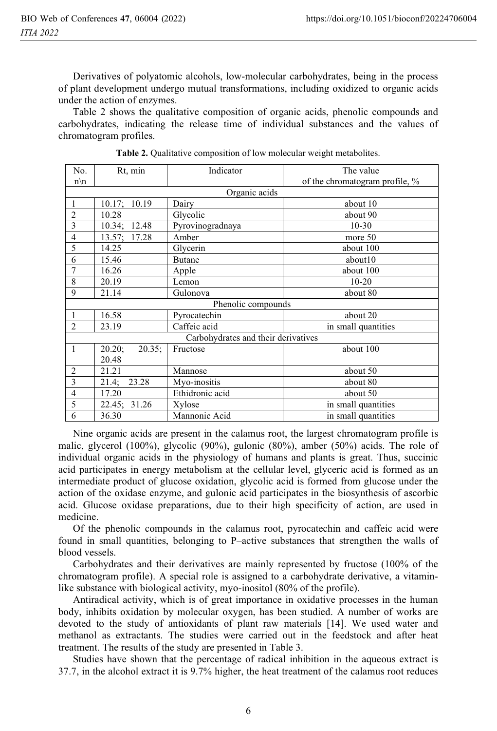Derivatives of polyatomic alcohols, low-molecular carbohydrates, being in the process of plant development undergo mutual transformations, including oxidized to organic acids under the action of enzymes.

Table 2 shows the qualitative composition of organic acids, phenolic compounds and carbohydrates, indicating the release time of individual substances and the values of chromatogram profiles.

**Table 2.** Qualitative composition of low molecular weight metabolites.

| No. n\n | Rt, min | Indicator | The value of the chromatogram profile, % |
|---|---|---|---|
| | | Organic acids | |
| 1 | 10.17; 10.19 | Dairy | about 10 |
| 2 | 10.28 | Glycolic | about 90 |
| 3 | 10.34; 12.48 | Pyrovinogradnaya | 10-30 |
| 4 | 13.57; 17.28 | Amber | more 50 |
| 5 | 14.25 | Glycerin | about 100 |
| 6 | 15.46 | Butane | about10 |
| 7 | 16.26 | Apple | about 100 |
| 8 | 20.19 | Lemon | 10-20 |
| 9 | 21.14 | Gulonova | about 80 |
| | | Phenolic compounds | |
| 1 | 16.58 | Pyrocatechin | about 20 |
| 2 | 23.19 | Caffeic acid | in small quantities |
| | | Carbohydrates and their derivatives | |
| 1 | 20.20; 20.35; 20.48 | Fructose | about 100 |
| 2 | 21.21 | Mannose | about 50 |
| 3 | 21.4; 23.28 | Myo-inositis | about 80 |
| 4 | 17.20 | Ethidronic acid | about 50 |
| 5 | 22.45; 31.26 | Xylose | in small quantities |
| 6 | 36.30 | Mannonic Acid | in small quantities |

Nine organic acids are present in the calamus root, the largest chromatogram profile is malic, glycerol (100%), glycolic (90%), gulonic (80%), amber (50%) acids. The role of individual organic acids in the physiology of humans and plants is great. Thus, succinic acid participates in energy metabolism at the cellular level, glyceric acid is formed as an intermediate product of glucose oxidation, glycolic acid is formed from glucose under the action of the oxidase enzyme, and gulonic acid participates in the biosynthesis of ascorbic acid. Glucose oxidase preparations, due to their high specificity of action, are used in medicine.

Of the phenolic compounds in the calamus root, pyrocatechin and caffeic acid were found in small quantities, belonging to P–active substances that strengthen the walls of blood vessels.

Carbohydrates and their derivatives are mainly represented by fructose (100% of the chromatogram profile). A special role is assigned to a carbohydrate derivative, a vitamin-like substance with biological activity, myo-inositol (80% of the profile).

Antiradical activity, which is of great importance in oxidative processes in the human body, inhibits oxidation by molecular oxygen, has been studied. A number of works are devoted to the study of antioxidants of plant raw materials [14]. We used water and methanol as extractants. The studies were carried out in the feedstock and after heat treatment. The results of the study are presented in Table 3.

Studies have shown that the percentage of radical inhibition in the aqueous extract is 37.7, in the alcohol extract it is 9.7% higher, the heat treatment of the calamus root reduces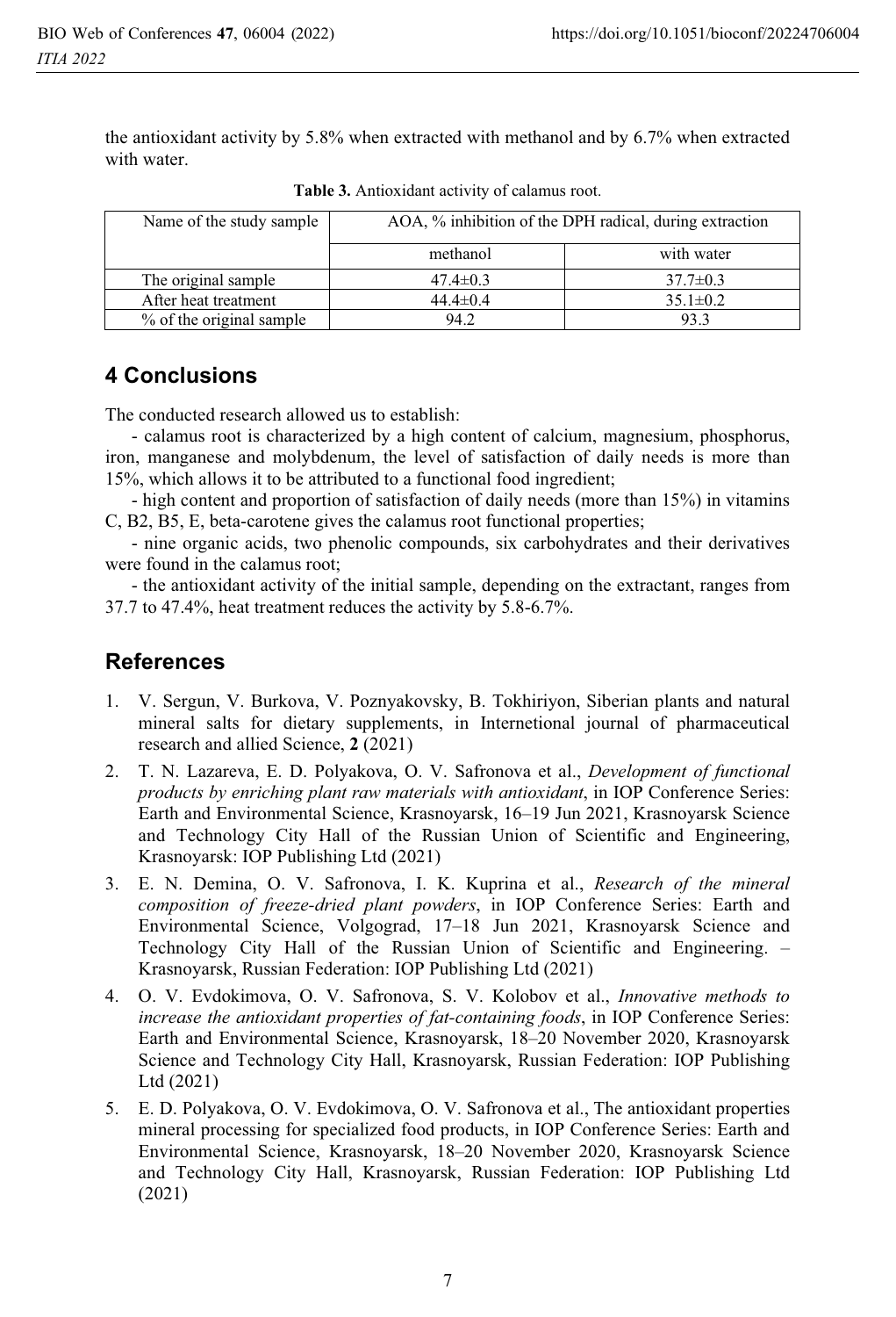the antioxidant activity by 5.8% when extracted with methanol and by 6.7% when extracted with water.

**Table 3.** Antioxidant activity of calamus root.

| Name of the study sample | AOA, % inhibition of the DPH radical, during extraction | |
|---|---|---|
| | methanol | with water |
| The original sample | 47.4±0.3 | 37.7±0.3 |
| After heat treatment | 44.4±0.4 | 35.1±0.2 |
| % of the original sample | 94.2 | 93.3 |

## 4 Conclusions

The conducted research allowed us to establish:

- calamus root is characterized by a high content of calcium, magnesium, phosphorus, iron, manganese and molybdenum, the level of satisfaction of daily needs is more than 15%, which allows it to be attributed to a functional food ingredient;
- high content and proportion of satisfaction of daily needs (more than 15%) in vitamins C, B2, B5, E, beta-carotene gives the calamus root functional properties;
- nine organic acids, two phenolic compounds, six carbohydrates and their derivatives were found in the calamus root;
- the antioxidant activity of the initial sample, depending on the extractant, ranges from 37.7 to 47.4%, heat treatment reduces the activity by 5.8-6.7%.

## References

1. V. Sergun, V. Burkova, V. Poznyakovsky, B. Tokhiriyon, Siberian plants and natural mineral salts for dietary supplements, in Internetional journal of pharmaceutical research and allied Science, **2** (2021)
2. T. N. Lazareva, E. D. Polyakova, O. V. Safronova et al., *Development of functional products by enriching plant raw materials with antioxidant*, in IOP Conference Series: Earth and Environmental Science, Krasnoyarsk, 16–19 Jun 2021, Krasnoyarsk Science and Technology City Hall of the Russian Union of Scientific and Engineering, Krasnoyarsk: IOP Publishing Ltd (2021)
3. E. N. Demina, O. V. Safronova, I. K. Kuprina et al., *Research of the mineral composition of freeze-dried plant powders*, in IOP Conference Series: Earth and Environmental Science, Volgograd, 17–18 Jun 2021, Krasnoyarsk Science and Technology City Hall of the Russian Union of Scientific and Engineering. – Krasnoyarsk, Russian Federation: IOP Publishing Ltd (2021)
4. O. V. Evdokimova, O. V. Safronova, S. V. Kolobov et al., *Innovative methods to increase the antioxidant properties of fat-containing foods*, in IOP Conference Series: Earth and Environmental Science, Krasnoyarsk, 18–20 November 2020, Krasnoyarsk Science and Technology City Hall, Krasnoyarsk, Russian Federation: IOP Publishing Ltd (2021)
5. E. D. Polyakova, O. V. Evdokimova, O. V. Safronova et al., The antioxidant properties mineral processing for specialized food products, in IOP Conference Series: Earth and Environmental Science, Krasnoyarsk, 18–20 November 2020, Krasnoyarsk Science and Technology City Hall, Krasnoyarsk, Russian Federation: IOP Publishing Ltd (2021)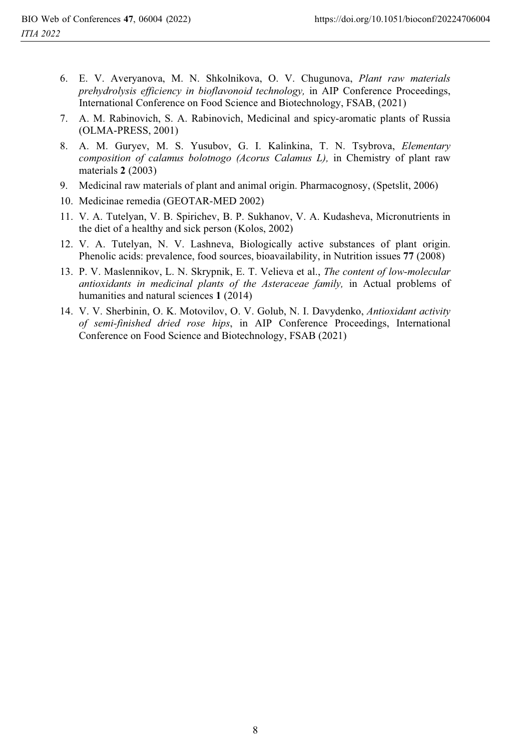6. E. V. Averyanova, M. N. Shkolnikova, O. V. Chugunova, *Plant raw materials prehydrolysis efficiency in bioflavonoid technology,* in AIP Conference Proceedings, International Conference on Food Science and Biotechnology, FSAB, (2021)
7. A. M. Rabinovich, S. A. Rabinovich, Medicinal and spicy-aromatic plants of Russia (OLMA-PRESS, 2001)
8. A. M. Guryev, M. S. Yusubov, G. I. Kalinkina, T. N. Tsybrova, *Elementary composition of calamus bolotnogo (Acorus Calamus L),* in Chemistry of plant raw materials **2** (2003)
9. Medicinal raw materials of plant and animal origin. Pharmacognosy, (Spetslit, 2006)
10. Medicinae remedia (GEOTAR-MED 2002)
11. V. A. Tutelyan, V. B. Spirichev, B. P. Sukhanov, V. A. Kudasheva, Micronutrients in the diet of a healthy and sick person (Kolos, 2002)
12. V. A. Tutelyan, N. V. Lashneva, Biologically active substances of plant origin. Phenolic acids: prevalence, food sources, bioavailability, in Nutrition issues **77** (2008)
13. P. V. Maslennikov, L. N. Skrypnik, E. T. Velieva et al., *The content of low-molecular antioxidants in medicinal plants of the Asteraceae family,* in Actual problems of humanities and natural sciences **1** (2014)
14. V. V. Sherbinin, O. K. Motovilov, O. V. Golub, N. I. Davydenko, *Antioxidant activity of semi-finished dried rose hips*, in AIP Conference Proceedings, International Conference on Food Science and Biotechnology, FSAB (2021)